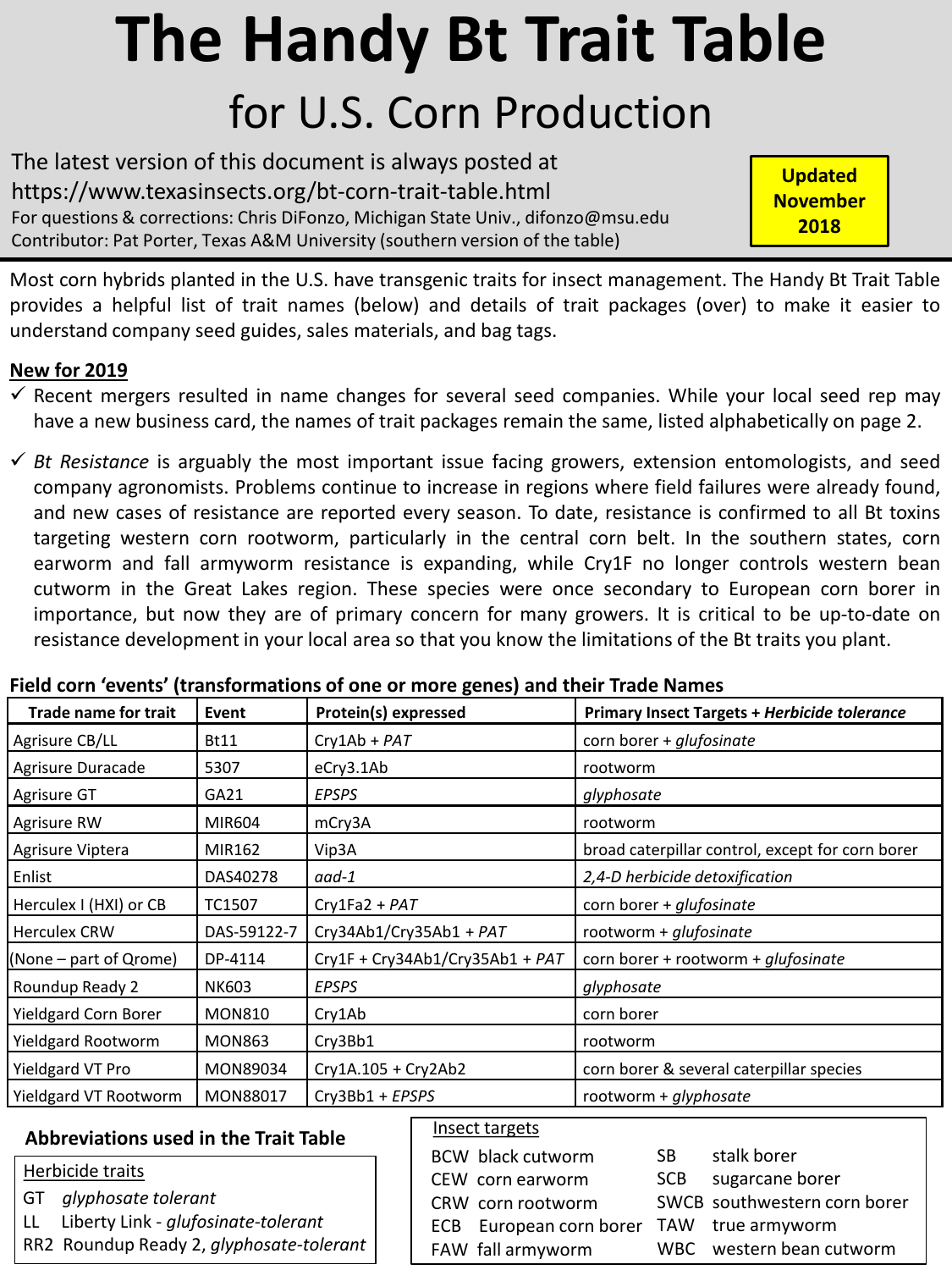# The Handy Bt Trait Table

## for U.S. Corn Production

The latest version of this document is always posted at https://www.texasinsects.org/bt-corn-trait-table.html
For questions & corrections: Chris DiFonzo, Michigan State Univ., difonzo@msu.edu
Contributor: Pat Porter, Texas A&M University (southern version of the table)

**Updated November 2018**

Most corn hybrids planted in the U.S. have transgenic traits for insect management. The Handy Bt Trait Table provides a helpful list of trait names (below) and details of trait packages (over) to make it easier to understand company seed guides, sales materials, and bag tags.

**New for 2019**

- ✓ Recent mergers resulted in name changes for several seed companies. While your local seed rep may have a new business card, the names of trait packages remain the same, listed alphabetically on page 2.
- ✓ *Bt Resistance* is arguably the most important issue facing growers, extension entomologists, and seed company agronomists. Problems continue to increase in regions where field failures were already found, and new cases of resistance are reported every season. To date, resistance is confirmed to all Bt toxins targeting western corn rootworm, particularly in the central corn belt. In the southern states, corn earworm and fall armyworm resistance is expanding, while Cry1F no longer controls western bean cutworm in the Great Lakes region. These species were once secondary to European corn borer in importance, but now they are of primary concern for many growers. It is critical to be up-to-date on resistance development in your local area so that you know the limitations of the Bt traits you plant.

**Field corn 'events' (transformations of one or more genes) and their Trade Names**

| Trade name for trait | Event | Protein(s) expressed | Primary Insect Targets + *Herbicide tolerance* |
|---|---|---|---|
| Agrisure CB/LL | Bt11 | Cry1Ab + *PAT* | corn borer + *glufosinate* |
| Agrisure Duracade | 5307 | eCry3.1Ab | rootworm |
| Agrisure GT | GA21 | *EPSPS* | *glyphosate* |
| Agrisure RW | MIR604 | mCry3A | rootworm |
| Agrisure Viptera | MIR162 | Vip3A | broad caterpillar control, except for corn borer |
| Enlist | DAS40278 | *aad-1* | *2,4-D herbicide detoxification* |
| Herculex I (HXI) or CB | TC1507 | Cry1Fa2 + *PAT* | corn borer + *glufosinate* |
| Herculex CRW | DAS-59122-7 | Cry34Ab1/Cry35Ab1 + *PAT* | rootworm + *glufosinate* |
| (None – part of Qrome) | DP-4114 | Cry1F + Cry34Ab1/Cry35Ab1 + *PAT* | corn borer + rootworm + *glufosinate* |
| Roundup Ready 2 | NK603 | *EPSPS* | *glyphosate* |
| Yieldgard Corn Borer | MON810 | Cry1Ab | corn borer |
| Yieldgard Rootworm | MON863 | Cry3Bb1 | rootworm |
| Yieldgard VT Pro | MON89034 | Cry1A.105 + Cry2Ab2 | corn borer & several caterpillar species |
| Yieldgard VT Rootworm | MON88017 | Cry3Bb1 + *EPSPS* | rootworm + *glyphosate* |

**Abbreviations used in the Trait Table**

Herbicide traits

- GT *glyphosate tolerant*
- LL Liberty Link - *glufosinate-tolerant*
- RR2 Roundup Ready 2, *glyphosate-tolerant*

Insect targets

- BCW black cutworm
- CEW corn earworm
- CRW corn rootworm
- ECB European corn borer
- FAW fall armyworm
- SB stalk borer
- SCB sugarcane borer
- SWCB southwestern corn borer
- TAW true armyworm
- WBC western bean cutworm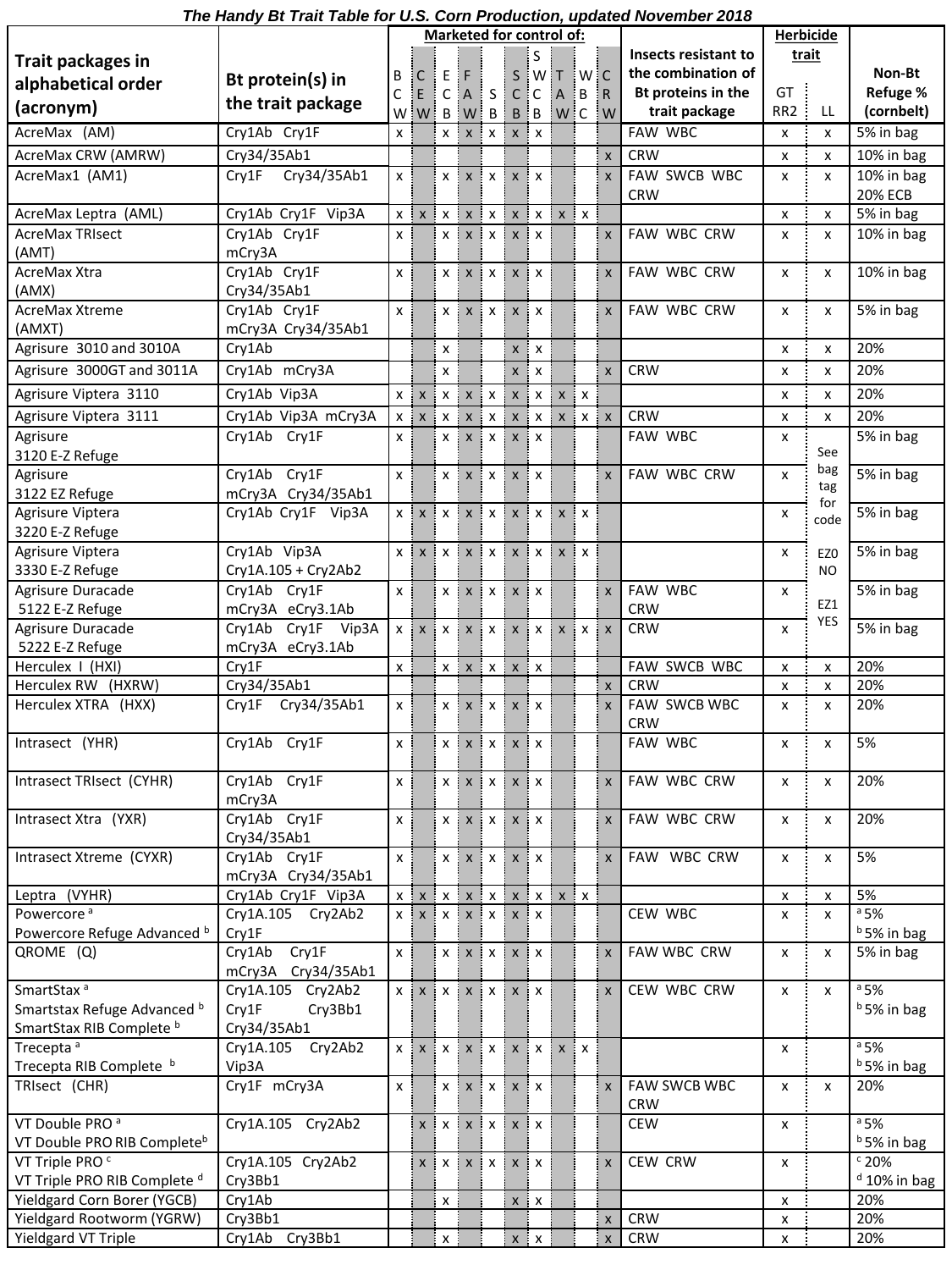***The Handy Bt Trait Table for U.S. Corn Production, updated November 2018***

| Trait packages in alphabetical order (acronym) | Bt protein(s) in the trait package | Marketed for control of: | | | | | | | | | | Insects resistant to the combination of Bt proteins in the trait package | Herbicide trait | | Non-Bt Refuge % (cornbelt) |
|---|---|---|---|---|---|---|---|---|---|---|---|---|---|---|---|
| | | BCW | CEW | ECB | FAW | SB | SCB | SWCB | TAW | WBC | CRW | | GT RR2 | LL | |
| AcreMax (AM) | Cry1Ab Cry1F | x | | x | x | x | x | x | | | | FAW WBC | x | x | 5% in bag |
| AcreMax CRW (AMRW) | Cry34/35Ab1 | | | | | | | | | | x | CRW | x | x | 10% in bag |
| AcreMax1 (AM1) | Cry1F Cry34/35Ab1 | x | | x | x | x | x | x | | | x | FAW SWCB WBC CRW | x | x | 10% in bag 20% ECB |
| AcreMax Leptra (AML) | Cry1Ab Cry1F Vip3A | x | x | x | x | x | x | x | x | x | | | x | x | 5% in bag |
| AcreMax TRIsect (AMT) | Cry1Ab Cry1F mCry3A | x | | x | x | x | x | x | | | x | FAW WBC CRW | x | x | 10% in bag |
| AcreMax Xtra (AMX) | Cry1Ab Cry1F Cry34/35Ab1 | x | | x | x | x | x | x | | | x | FAW WBC CRW | x | x | 10% in bag |
| AcreMax Xtreme (AMXT) | Cry1Ab Cry1F mCry3A Cry34/35Ab1 | x | | x | x | x | x | x | | | x | FAW WBC CRW | x | x | 5% in bag |
| Agrisure 3010 and 3010A | Cry1Ab | | | x | | | x | x | | | | | x | x | 20% |
| Agrisure 3000GT and 3011A | Cry1Ab mCry3A | | | x | | | x | x | | | x | CRW | x | x | 20% |
| Agrisure Viptera 3110 | Cry1Ab Vip3A | x | x | x | x | x | x | x | x | x | | | x | x | 20% |
| Agrisure Viptera 3111 | Cry1Ab Vip3A mCry3A | x | x | x | x | x | x | x | x | x | x | CRW | x | x | 20% |
| Agrisure 3120 E-Z Refuge | Cry1Ab Cry1F | x | | x | x | x | x | x | | | | FAW WBC | x | See bag tag for code EZ0 NO EZ1 YES | 5% in bag |
| Agrisure 3122 EZ Refuge | Cry1Ab Cry1F mCry3A Cry34/35Ab1 | x | | x | x | x | x | x | | | x | FAW WBC CRW | x | | 5% in bag |
| Agrisure Viptera 3220 E-Z Refuge | Cry1Ab Cry1F Vip3A | x | x | x | x | x | x | x | x | x | | | x | | 5% in bag |
| Agrisure Viptera 3330 E-Z Refuge | Cry1Ab Vip3A Cry1A.105 + Cry2Ab2 | x | x | x | x | x | x | x | x | x | | | x | | 5% in bag |
| Agrisure Duracade 5122 E-Z Refuge | Cry1Ab Cry1F mCry3A eCry3.1Ab | x | | x | x | x | x | x | | | x | FAW WBC CRW | x | | 5% in bag |
| Agrisure Duracade 5222 E-Z Refuge | Cry1Ab Cry1F Vip3A mCry3A eCry3.1Ab | x | x | x | x | x | x | x | x | x | x | CRW | x | | 5% in bag |
| Herculex I (HXI) | Cry1F | x | | x | x | x | x | x | | | | FAW SWCB WBC | x | x | 20% |
| Herculex RW (HXRW) | Cry34/35Ab1 | | | | | | | | | | x | CRW | x | x | 20% |
| Herculex XTRA (HXX) | Cry1F Cry34/35Ab1 | x | | x | x | x | x | x | | | x | FAW SWCB WBC CRW | x | x | 20% |
| Intrasect (YHR) | Cry1Ab Cry1F | x | | x | x | x | x | x | | | | FAW WBC | x | x | 5% |
| Intrasect TRIsect (CYHR) | Cry1Ab Cry1F mCry3A | x | | x | x | x | x | x | | | x | FAW WBC CRW | x | x | 20% |
| Intrasect Xtra (YXR) | Cry1Ab Cry1F Cry34/35Ab1 | x | | x | x | x | x | x | | | x | FAW WBC CRW | x | x | 20% |
| Intrasect Xtreme (CYXR) | Cry1Ab Cry1F mCry3A Cry34/35Ab1 | x | | x | x | x | x | x | | | x | FAW WBC CRW | x | x | 5% |
| Leptra (VYHR) | Cry1Ab Cry1F Vip3A | x | x | x | x | x | x | x | x | x | | | x | x | 5% |
| Powercore [a] Powercore Refuge Advanced [b] | Cry1A.105 Cry2Ab2 Cry1F | x | x | x | x | x | x | x | | | | CEW WBC | x | x | [a] 5% [b] 5% in bag |
| QROME (Q) | Cry1Ab Cry1F mCry3A Cry34/35Ab1 | x | | x | x | x | x | x | | | x | FAW WBC CRW | x | x | 5% in bag |
| SmartStax [a] Smartstax Refuge Advanced [b] SmartStax RIB Complete [b] | Cry1A.105 Cry2Ab2 Cry1F Cry3Bb1 Cry34/35Ab1 | x | x | x | x | x | x | x | | | x | CEW WBC CRW | x | x | [a] 5% [b] 5% in bag |
| Trecepta [a] Trecepta RIB Complete [b] | Cry1A.105 Cry2Ab2 Vip3A | x | x | x | x | x | x | x | x | x | | | x | | [a] 5% [b] 5% in bag |
| TRIsect (CHR) | Cry1F mCry3A | x | | x | x | x | x | x | | | x | FAW SWCB WBC CRW | x | x | 20% |
| VT Double PRO [a] VT Double PRO RIB Complete [b] | Cry1A.105 Cry2Ab2 | | x | x | x | x | x | x | | | | CEW | x | | [a] 5% [b] 5% in bag |
| VT Triple PRO [c] VT Triple PRO RIB Complete [d] | Cry1A.105 Cry2Ab2 Cry3Bb1 | | x | x | x | x | x | x | | | x | CEW CRW | x | | [c] 20% [d] 10% in bag |
| Yieldgard Corn Borer (YGCB) | Cry1Ab | | | x | | | x | x | | | | | x | | 20% |
| Yieldgard Rootworm (YGRW) | Cry3Bb1 | | | | | | | | | | x | CRW | x | | 20% |
| Yieldgard VT Triple | Cry1Ab Cry3Bb1 | | | x | | | x | x | | | x | CRW | x | | 20% |